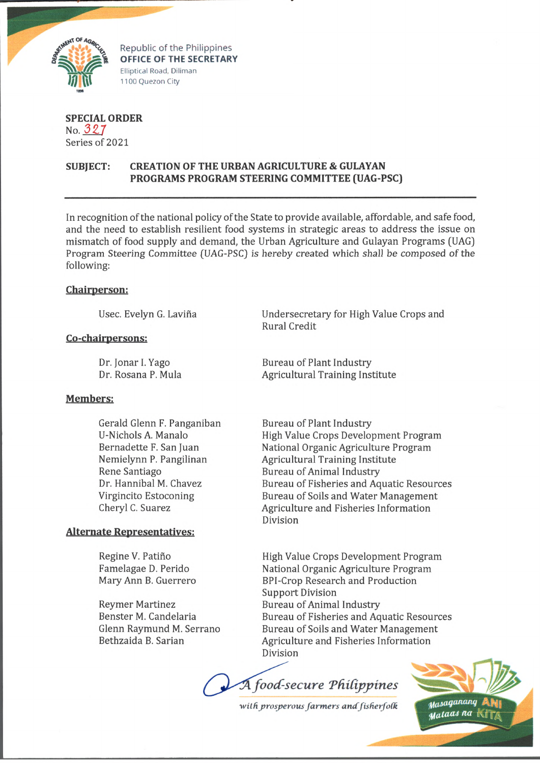Republic of the Philippines
**OFFICE OF THE SECRETARY**
Elliptical Road, Diliman
1100 Quezon City

**SPECIAL ORDER**
No. 327
Series of 2021

**SUBJECT: CREATION OF THE URBAN AGRICULTURE & GULAYAN PROGRAMS PROGRAM STEERING COMMITTEE (UAG-PSC)**

---

In recognition of the national policy of the State to provide available, affordable, and safe food, and the need to establish resilient food systems in strategic areas to address the issue on mismatch of food supply and demand, the Urban Agriculture and Gulayan Programs (UAG) Program Steering Committee (UAG-PSC) is hereby created which shall be composed of the following:

**Chairperson:**

| | |
|---|---|
| Usec. Evelyn G. Laviña | Undersecretary for High Value Crops and Rural Credit |

**Co-chairpersons:**

| | |
|---|---|
| Dr. Jonar I. Yago | Bureau of Plant Industry |
| Dr. Rosana P. Mula | Agricultural Training Institute |

**Members:**

| | |
|---|---|
| Gerald Glenn F. Panganiban | Bureau of Plant Industry |
| U-Nichols A. Manalo | High Value Crops Development Program |
| Bernadette F. San Juan | National Organic Agriculture Program |
| Nemielynn P. Pangilinan | Agricultural Training Institute |
| Rene Santiago | Bureau of Animal Industry |
| Dr. Hannibal M. Chavez | Bureau of Fisheries and Aquatic Resources |
| Virgincito Estoconing | Bureau of Soils and Water Management |
| Cheryl C. Suarez | Agriculture and Fisheries Information Division |

**Alternate Representatives:**

| | |
|---|---|
| Regine V. Patiño | High Value Crops Development Program |
| Famelagae D. Perido | National Organic Agriculture Program |
| Mary Ann B. Guerrero | BPI-Crop Research and Production Support Division |
| Reymer Martinez | Bureau of Animal Industry |
| Benster M. Candelaria | Bureau of Fisheries and Aquatic Resources |
| Glenn Raymund M. Serrano | Bureau of Soils and Water Management |
| Bethzaida B. Sarian | Agriculture and Fisheries Information Division |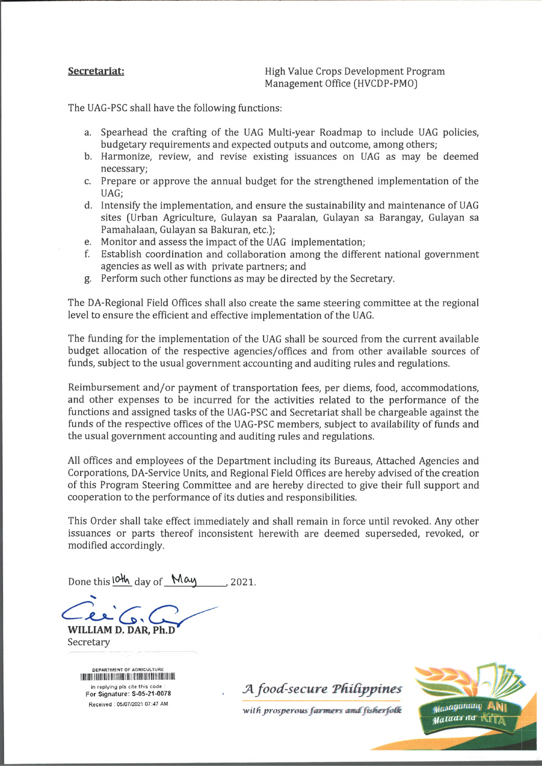**Secretariat:** High Value Crops Development Program Management Office (HVCDP-PMO)

The UAG-PSC shall have the following functions:

a. Spearhead the crafting of the UAG Multi-year Roadmap to include UAG policies, budgetary requirements and expected outputs and outcome, among others;
b. Harmonize, review, and revise existing issuances on UAG as may be deemed necessary;
c. Prepare or approve the annual budget for the strengthened implementation of the UAG;
d. Intensify the implementation, and ensure the sustainability and maintenance of UAG sites (Urban Agriculture, Gulayan sa Paaralan, Gulayan sa Barangay, Gulayan sa Pamahalaan, Gulayan sa Bakuran, etc.);
e. Monitor and assess the impact of the UAG implementation;
f. Establish coordination and collaboration among the different national government agencies as well as with private partners; and
g. Perform such other functions as may be directed by the Secretary.

The DA-Regional Field Offices shall also create the same steering committee at the regional level to ensure the efficient and effective implementation of the UAG.

The funding for the implementation of the UAG shall be sourced from the current available budget allocation of the respective agencies/offices and from other available sources of funds, subject to the usual government accounting and auditing rules and regulations.

Reimbursement and/or payment of transportation fees, per diems, food, accommodations, and other expenses to be incurred for the activities related to the performance of the functions and assigned tasks of the UAG-PSC and Secretariat shall be chargeable against the funds of the respective offices of the UAG-PSC members, subject to availability of funds and the usual government accounting and auditing rules and regulations.

All offices and employees of the Department including its Bureaus, Attached Agencies and Corporations, DA-Service Units, and Regional Field Offices are hereby advised of the creation of this Program Steering Committee and are hereby directed to give their full support and cooperation to the performance of its duties and responsibilities.

This Order shall take effect immediately and shall remain in force until revoked. Any other issuances or parts thereof inconsistent herewith are deemed superseded, revoked, or modified accordingly.

Done this 10th day of May, 2021.

**WILLIAM D. DAR, Ph.D**
Secretary

DEPARTMENT OF AGRICULTURE
in replying pls cite this code :
For Signature: S-05-21-0078
Received : 05/07/2021 07:47 AM

*A food-secure Philippines*
*with prosperous farmers and fisherfolk*

Masaganang ANI Mataas na KITA